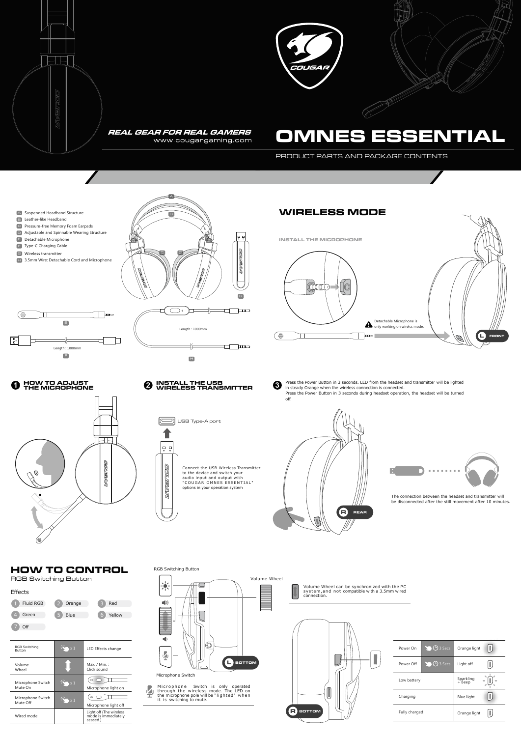REAL GEAR FOR REAL GAMERS

www.cougargaming.com

# OMNES ESSENTIAL

PRODUCT PARTS AND PACKAGE CONTENTS

- A Suspended Headband Structure
- B Leather-like Headband
- C Pressure-free Memory Foam Earpads
- D Adjustable and Spinnable Wearing Structure
- E Detachable Microphone
- F Type-C Charging Cable
- G Wireless transmitter
- H 3.5mm Wire: Detachable Cord and Microphone

Length : 1000mm

Length : 1000mm

## WIRELESS MODE

INSTALL THE MICROPHONE

Detachable Microphone is only working on wirelss mode.

L FRONT

### 1 HOW TO ADJUST THE MICROPHONE

### 2 INSTALL THE USB WIRELESS TRANSMITTER

USB Type-A port

Connect the USB Wireless Transmitter to the device and switch your audio input and output with "COUGAR OMNES ESSENTIAL" options in your operation system

### 3

Press the Power Button in 3 seconds. LED from the headset and transmitter will be lighted in steady Orange when the wireless connection is connected.
Press the Power Button in 3 seconds during headset operation, the headset will be turned off.

R REAR

The connection between the headset and transmitter will be disconnected after the still movement after 10 minutes.

## HOW TO CONTROL

RGB Switching Button

Effects

1. Fluid RGB
2. Orange
3. Red
4. Green
5. Blue
6. Yellow
7. Off

| | | |
|---|---|---|
| RGB Switching Button | x 1 | LED Effects change |
| Volume Wheel | | Max. / Min. : Click sound |
| Microphone Switch Mute On | x 1 | Microphone light on |
| Microphone Switch Mute Off | x 1 | Microphone light off |
| Wired mode | | Light off (The wireless mode is immediately ceased.) |

RGB Switching Button

Volume Wheel

Microphone Switch

L BOTTOM

Microphone Switch is only operated through the wireless mode. The LED on the microphone pole will be "lighted" when it is switching to mute.

Volume Wheel can be synchronized with the PC system,and not compatible with a 3.5mm wired connection.

R BOTTOM

| | | |
|---|---|---|
| Power On | 3 Secs | Orange light |
| Power Off | 3 Secs | Light off |
| Low battery | | Sparkling + Beep |
| Charging | | Blue light |
| Fully charged | | Orange light |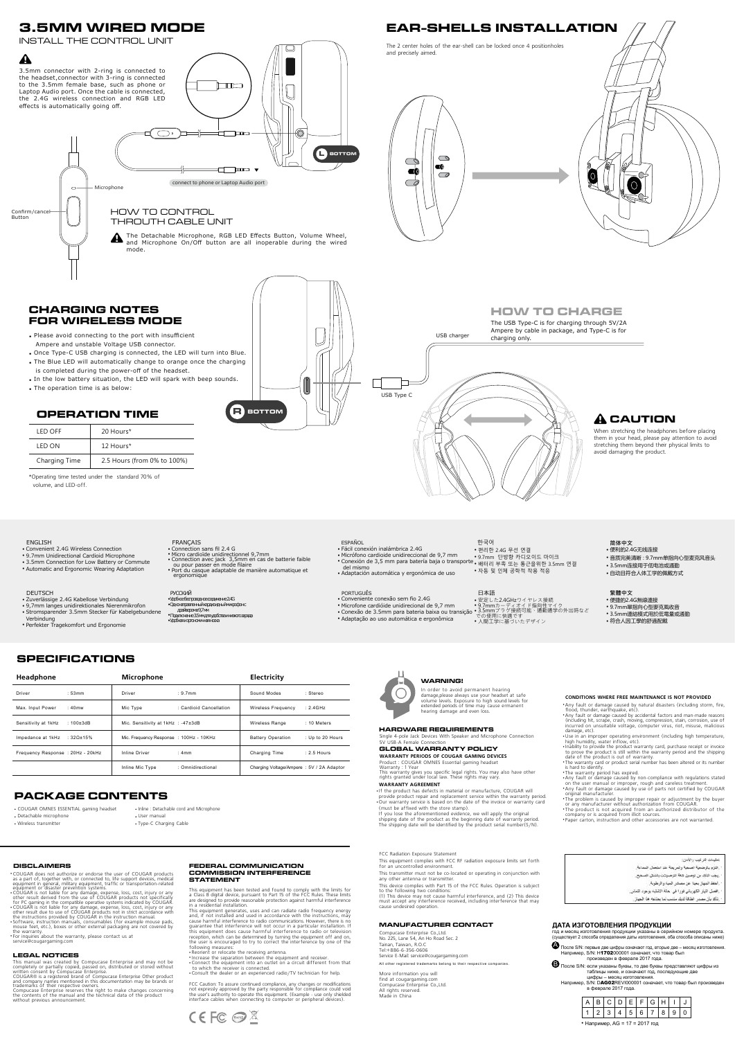# 3.5MM WIRED MODE

INSTALL THE CONTROL UNIT

3.5mm connector with 2-ring is connected to the headset,connector with 3-ring is connected to the 3.5mm female base, such as phone or Laptop Audio port. Once the cable is connected, the 2.4G wireless connection and RGB LED effects is automatically going off.

Microphone

Confirm/cancel Button

connect to phone or Laptop Audio port

L BOTTOM

## HOW TO CONTROL THROUTH CABLE UNIT

The Detachable Microphone, RGB LED Effects Button, Volume Wheel, and Microphone On/Off button are all inoperable during the wired mode.

# EAR-SHELLS INSTALLATION

The 2 center holes of the ear-shell can be locked once 4 positionholes and precisely aimed.

## CHARGING NOTES FOR WIRELESS MODE

- Please avoid connecting to the port with insufficient Ampere and unstable Voltage USB connector.
- Once Type-C USB charging is connected, the LED will turn into Blue.
- The Blue LED will automatically change to orange once the charging is completed during the power-off of the headset.
- In the low battery situation, the LED will spark with beep sounds.
- The operation time is as below:

R BOTTOM

## HOW TO CHARGE

The USB Type-C is for charging through 5V/2A Ampere by cable in package, and Type-C is for charging only.

USB charger

USB Type C

## OPERATION TIME

| | |
|---|---|
| LED OFF | 20 Hours* |
| LED ON | 12 Hours* |
| Charging Time | 2.5 Hours (from 0% to 100%) |

*Operating time tested under the standard 70% of volume, and LED-off.

## CAUTION

When stretching the headphones before placing them in your head, please pay attention to avoid stretching them beyond their physical limits to avoid damaging the product.

ENGLISH
- Convenient 2.4G Wireless Connection
- 9.7mm Unidirectional Cardioid Microphone
- 3.5mm Connection for Low Battery or Commute
- Automatic and Ergonomic Wearing Adaptation

FRANÇAIS
- Connection sans fil 2.4 G
- Micro cardioïde unidirectionnel 9,7mm
- Connection avec jack 3,5mm en cas de batterie faible ou pour passer en mode filaire
- Port du casque adaptable de manière automatique et ergonomique

ESPAÑOL
- Fácil conexión inalámbrica 2.4G
- Micrófono cardioide unidireccional de 9,7 mm
- Conexión de 3,5 mm para batería baja o transporte del mismo
- Adaptación automática y ergonómica de uso

한국어
- 편리한 2.4G 무선 연결
- 9.7mm 단방향 카디오이드 마이크
- 배터리 부족 또는 통근을위한 3.5mm 연결
- 자동 및 인체 공학적 착용 적응

简体中文
- 便利的2.4G无线连接
- 音质完美清晰：9.7mm单指向心型麦克风音头
- 3.5mm连接用于低电池或通勤
- 自动目符合人体工学的佩戴方式

DEUTSCH
- Zuverlässige 2.4G Kabellose Verbindung
- 9,7mm langes unidirektionales Nierenmikrofon
- Stromsparender 3.5mm Stecker für Kabelgebundene Verbindung
- Perfekter Tragekomfort und Ergonomie

РУССКИЙ
- Удобное беспроводное соединение 2.4G
- Однонаправленный кардиоидный микрофон с диафрагмой 9,7 мм
- Подключение 3,5 мм для удобства или низкого заряда
- Удобная эргономичная посадка

PORTUGUÊS
- Conveniente conexão sem fio 2.4G
- Microfone cardióide unidirecional de 9,7 mm
- Conexão de 3.5mm para bateria baixa ou transição
- Adaptação ao uso automática e ergonômica

日本語
- 安定した2.4GHzワイヤレス接続
- 9.7mmカーディオイド指向性マイク
- 3.5mmプラグ接続可能：通勤通学の外出時など その使用に快適です
- 人間工学に基づいたデザイン

繁體中文
- 便捷的2.4G無線連接
- 9.7mm單指向心型麥克風收音
- 3.5mm連結模式用於低電量或通勤
- 符合人因工學的舒適配戴

## SPECIFICATIONS

| Headphone | | Microphone | | Electricity | |
|---|---|---|---|---|---|
| Driver | : 53mm | Driver | : 9.7mm | Sound Modes | : Stereo |
| Max. Input Power | : 40mw | Mic Type | : Cardioid Cancellation | Wireless Frequency | : 2.4GHz |
| Sensitivity at 1kHz | : 100±3dB | Mic. Sensitivity at 1kHz | : -47±3dB | Wireless Range | : 10 Meters |
| Impedance at 1kHz | : 32Ω±15% | Mic. Frequency Response | : 100Hz - 10KHz | Battery Operation | : Up to 20 Hours |
| Frequency Response | : 20Hz - 20kHz | Inline Driver | : 4mm | Charging Time | : 2.5 Hours |
| | | Inline Mic Type | : Omnidirectional | Charging Voltage/Ampere | : 5V / 2A Adaptor |

## PACKAGE CONTENTS

- COUGAR OMNES ESSENTIAL gaming headset
- Detachable microphone
- Wireless transmitter
- Inline : Detachable cord and Microphone
- User manual
- Type-C Charging Cable

### WARNING!

In order to avoid permanent hearing damage,please always use your headset at safe volume levels. Exposure to high sound levels for extended periods of time may cause ermanent hearing damage and even loss.

### HARDWARE REQUIREMENTS

Single 4-pole Jack Devices With Speaker and Microphone Connection
5V USB-A Female Connection

### GLOBAL WARRANTY POLICY

**WARRANTY PERIODS OF COUGAR GAMING DEVICES**

Product : COUGAR OMNES Essential gaming headset
Warranty : 1 Year
This warranty gives you specific legal rights. You may also have other rights granted under local law. These rights may vary.

**WARRANTY AGREEMENT**

- If the product has defects in material or manufacture, COUGAR will provide product repair and replacement service within the warranty period.
- Our warranty service is based on the date of the invoice or warranty card (must be affixed with the store stamp).
If you lose the aforementioned evidence, we will apply the original shipping date of the product as the beginning date of warranty period. The shipping date will be identified by the product serial number(S/N).

**CONDITIONS WHERE FREE MAINTENANCE IS NOT PROVIDED**

- Any fault or damage caused by natural disasters (including storm, fire, flood, thunder, earthquake, etc).
- Any fault or damage caused by accidental factors and man-made reasons (including hit, scrape, crash, moving, compression, stain, corrosion, use of incurred on unsuitable voltage, computer virus, mis-use, misuse, malicious damage, etc).
- Use in an improper operating environment (including high temperature, high humidity, water inflow, etc).
- Inability to provide the product warranty card, purchase receipt or invoice to prove the product is still within the warranty period and the shipping date of the product is out of warranty.
- The warranty card or product serial number has been altered or its number is hard to identify.
- The warranty period has expired.
- Any fault or damage caused by non-compliance with regulations stated on the user manual or improper, rough and careless treatment.
- Any fault or damage caused by use of parts not certified by COUGAR original manufacturer.
- The problem is caused by improper repair or adjustment by the buyer or any manufacturer without authorization from COUGAR.
- The product is not acquired from an authorized distributor of the company or is acquired from illicit sources.
- Paper carton, instruction and other accessories are not warranted.

### DISCLAIMERS

- COUGAR does not authorize or endorse the user of COUGAR products as a part of, together with, or connected to, life support devices, medical equipment in general, military equipment, traffic or transportation-related equipment or disaster prevention systems.
- COUGAR is not liable for any damage, expense, loss, cost, injury or any other result derived from the use of COUGAR products not specifically for PC gaming in the compatible operative systems indicated by COUGAR.
- COUGAR is not liable for any damage, expense, loss, cost, injury or any other result due to use of COUGAR products not in strict accordance with the instructions provided by COUGAR in the instruction manual.
- Software, instruction manuals, consumables (for example mouse pads, mouse feet, etc.), boxes or other external packaging are not covered by the warranty.
- For inquiries about the warranty, please contact us at service@cougargaming.com

### LEGAL NOTICES

This manual was created by Compucase Enterprise and may not be completely or partially copied, passed on, distributed or stored without written consent by Compucase Enterprise.
COUGAR® is a registered brand of Compucase Enterprise Other product and company names mentioned in this documentation may be brands or trademarks of their respective owners.
Compucase Enterprise reserves the right to make changes concerning the contents of the manual and the technical data of the product without previous announcement.

### FEDERAL COMMUNICATION COMMISSION INTERFERENCE STATEMENT

This equipment has been tested and found to comply with the limits for a Class B digital device, pursuant to Part 15 of the FCC Rules. These limits are designed to provide reasonable protection against harmful interference in a residential installation.
This equipment generates, uses and can radiate radio frequency energy and, if not installed and used in accordance with the instructions, may cause harmful interference to radio communications. However, there is no guarantee that interference will not occur in a particular installation. If this equipment does cause harmful interference to radio or television reception, which can be determined by turning the equipment off and on, the user is encouraged to try to correct the interference by one of the following measures:
- Reorient or relocate the receiving antenna.
- Increase the separation between the equipment and receiver.
- Connect the equipment into an outlet on a circuit different from that to which the receiver is connected.
- Consult the dealer or an experienced radio/TV technician for help.

FCC Caution: To assure continued compliance, any changes or modifications not expressly approved by the party responsible for compliance could void the user's authority to operate this equipment. (Example - use only shielded interface cables when connecting to computer or peripheral devices).

FCC Radiation Exposure Statement
This equipment complies with FCC RF radiation exposure limits set forth for an uncontrolled environment.
This transmitter must not be co-located or operating in conjunction with any other antenna or transmitter.
This device complies with Part 15 of the FCC Rules. Operation is subject to the following two conditions:
(1) This device may not cause harmful interference, and (2) this device must accept any interference received, including interference that may cause undesired operation.

### MANUFACTURER CONTACT

Compucase Enterprise Co.,Ltd.
No. 225, Lane 54, An Ho Road Sec. 2
Tainan, Taiwan, R.O.C
Tel:+886-6-356-0606
Service E-Mail: service@cougargaming.com

All other registered trademarks belong to their respective companies.

More information you will find at cougargaming.com
Compucase Enterprise Co.,Ltd.
All rights reserved.
Made in China

تعليمات الترتيب والأمان:
الالتزام بالوضعية الصحية والمريحة عند استعمال السماعة
يجب التأكد من توصيل كبلة التوصيلات بالشكل الصحيح
الحفظ الجهاز بعيدا عن مصادر الحرارة والرطوبة
افصل التيار الكهربائي فورا في حالة الاشتباه بوجود التماس
تأكد بأن مصدر الطاقة لديك مناسب لما يحتاجه هذا الجهاز

### ДАТА ИЗГОТОВЛЕНИЯ ПРОДУКЦИИ

год и месяц изготовления продукции указаны в серийном номере продукта. (существует 2 способа определения даты изготовления, оба способа описаны ниже)

A После S/N: первые две цифры означают год, вторые две – месяц изготовления. Например, S/N: H**1702**000001 означает, что товар был произведен в феврале 2017 года.

B После S/N: если указаны буквы, то две буквы представляют цифры из таблицы ниже, и означают год, последующие две цифры – месяц изготовления.
Например, S/N: D**AG02**REV000001 означает, что товар был произведен в феврале 2017 года.

| | | | | | | | | | |
|---|---|---|---|---|---|---|---|---|---|
| A | B | C | D | E | F | G | H | I | J |
| 1 | 2 | 3 | 4 | 5 | 6 | 7 | 8 | 9 | 0 |

* Например, AG = 17 = 2017 год